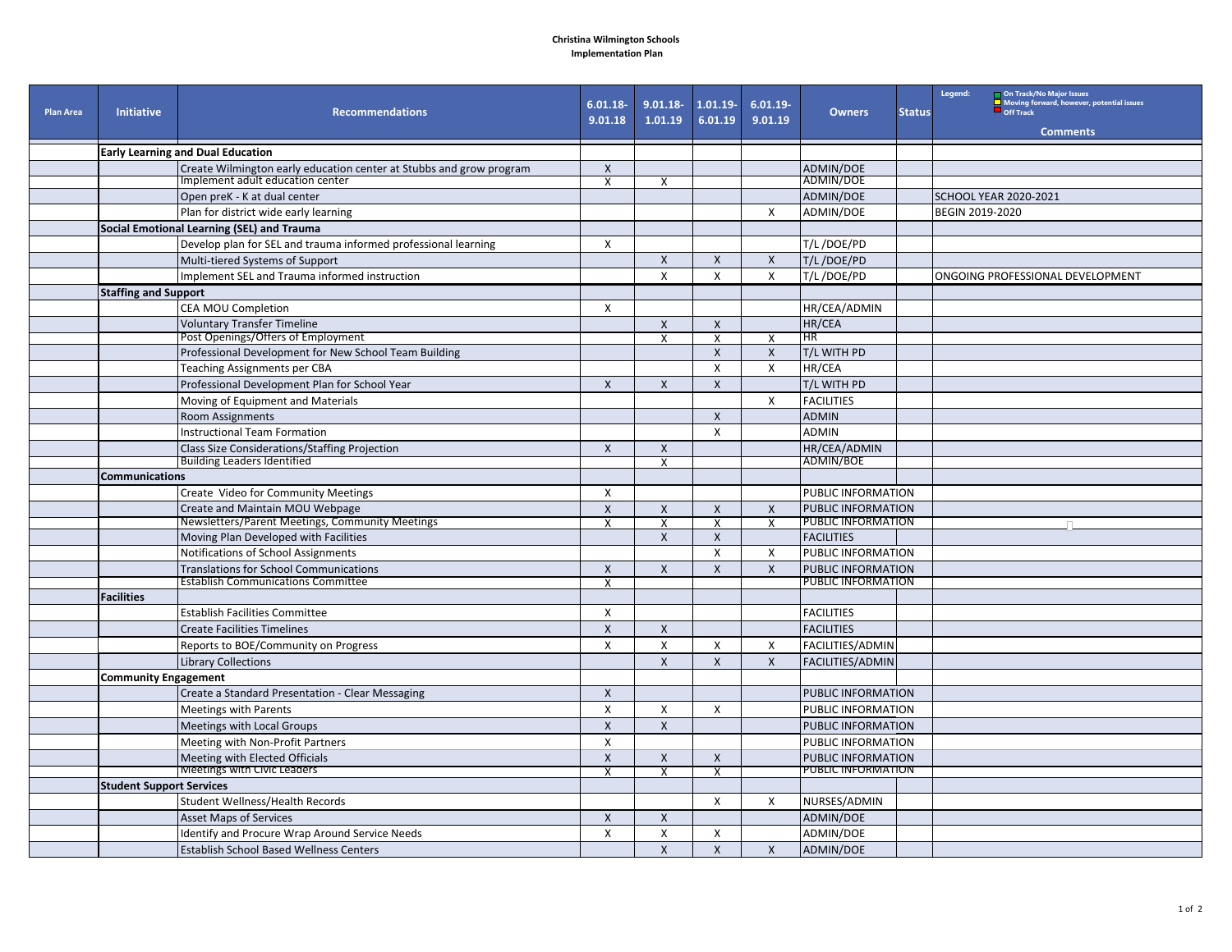**Christina Wilmington Schools**
**Implementation Plan**

| Plan Area | Initiative | Recommendations | 6.01.18-9.01.18 | 9.01.18-1.01.19 | 1.01.19-6.01.19 | 6.01.19-9.01.19 | Owners | Status | Legend: On Track/No Major Issues; Moving forward, however, potential issues; Off Track<br>Comments |
|---|---|---|---|---|---|---|---|---|---|
| | **Early Learning and Dual Education** | | | | | | | | |
| | | Create Wilmington early education center at Stubbs and grow program | X | | | | ADMIN/DOE | | |
| | | Implement adult education center | X | X | | | ADMIN/DOE | | |
| | | Open preK - K at dual center | | | | | ADMIN/DOE | | SCHOOL YEAR 2020-2021 |
| | | Plan for district wide early learning | | | | X | ADMIN/DOE | | BEGIN 2019-2020 |
| | **Social Emotional Learning (SEL) and Trauma** | | | | | | | | |
| | | Develop plan for SEL and trauma informed professional learning | X | | | | T/L /DOE/PD | | |
| | | Multi-tiered Systems of Support | | X | X | X | T/L /DOE/PD | | |
| | | Implement SEL and Trauma informed instruction | | X | X | X | T/L /DOE/PD | | ONGOING PROFESSIONAL DEVELOPMENT |
| | **Staffing and Support** | | | | | | | | |
| | | CEA MOU Completion | X | | | | HR/CEA/ADMIN | | |
| | | Voluntary Transfer Timeline | | X | X | | HR/CEA | | |
| | | Post Openings/Offers of Employment | | X | X | X | HR | | |
| | | Professional Development for New School Team Building | | | X | X | T/L WITH PD | | |
| | | Teaching Assignments per CBA | | | X | X | HR/CEA | | |
| | | Professional Development Plan for School Year | X | X | X | | T/L WITH PD | | |
| | | Moving of Equipment and Materials | | | | X | FACILITIES | | |
| | | Room Assignments | | | X | | ADMIN | | |
| | | Instructional Team Formation | | | X | | ADMIN | | |
| | | Class Size Considerations/Staffing Projection | X | X | | | HR/CEA/ADMIN | | |
| | | Building Leaders Identified | | X | | | ADMIN/BOE | | |
| | **Communications** | | | | | | | | |
| | | Create Video for Community Meetings | X | | | | PUBLIC INFORMATION | | |
| | | Create and Maintain MOU Webpage | X | X | X | X | PUBLIC INFORMATION | | |
| | | Newsletters/Parent Meetings, Community Meetings | X | X | X | X | PUBLIC INFORMATION | | |
| | | Moving Plan Developed with Facilities | | X | X | | FACILITIES | | |
| | | Notifications of School Assignments | | | X | X | PUBLIC INFORMATION | | |
| | | Translations for School Communications | X | X | X | X | PUBLIC INFORMATION | | |
| | | Establish Communications Committee | X | | | | PUBLIC INFORMATION | | |
| | **Facilities** | | | | | | | | |
| | | Establish Facilities Committee | X | | | | FACILITIES | | |
| | | Create Facilities Timelines | X | X | | | FACILITIES | | |
| | | Reports to BOE/Community on Progress | X | X | X | X | FACILITIES/ADMIN | | |
| | | Library Collections | | X | X | X | FACILITIES/ADMIN | | |
| | **Community Engagement** | | | | | | | | |
| | | Create a Standard Presentation - Clear Messaging | X | | | | PUBLIC INFORMATION | | |
| | | Meetings with Parents | X | X | X | | PUBLIC INFORMATION | | |
| | | Meetings with Local Groups | X | X | | | PUBLIC INFORMATION | | |
| | | Meeting with Non-Profit Partners | X | | | | PUBLIC INFORMATION | | |
| | | Meeting with Elected Officials | X | X | X | | PUBLIC INFORMATION | | |
| | | Meetings with Civic Leaders | X | X | X | | PUBLIC INFORMATION | | |
| | **Student Support Services** | | | | | | | | |
| | | Student Wellness/Health Records | | | X | X | NURSES/ADMIN | | |
| | | Asset Maps of Services | X | X | | | ADMIN/DOE | | |
| | | Identify and Procure Wrap Around Service Needs | X | X | X | | ADMIN/DOE | | |
| | | Establish School Based Wellness Centers | | X | X | X | ADMIN/DOE | | |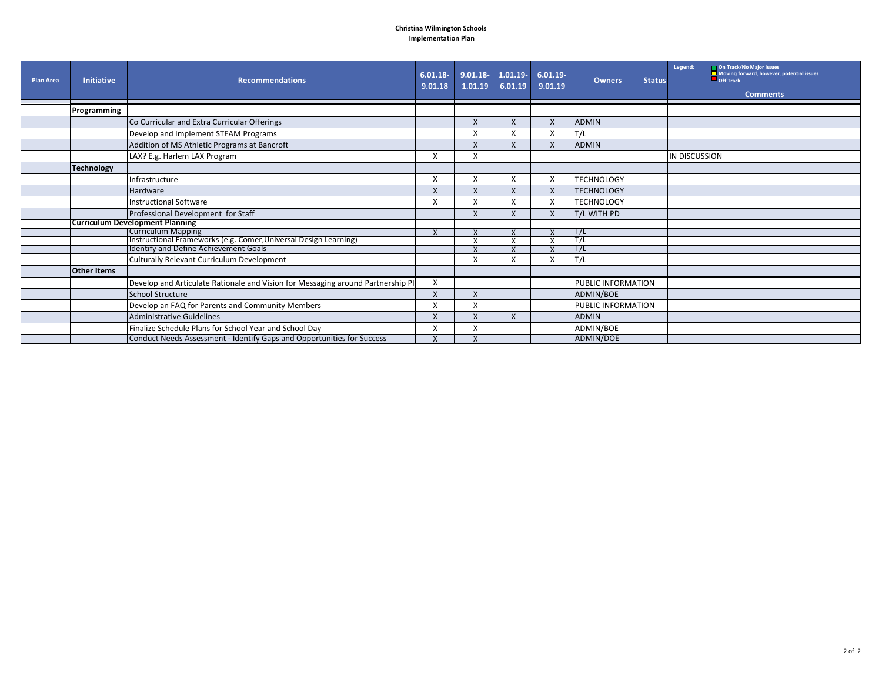**Christina Wilmington Schools**
**Implementation Plan**

| Plan Area | Initiative | Recommendations | 6.01.18-9.01.18 | 9.01.18-1.01.19 | 1.01.19-6.01.19 | 6.01.19-9.01.19 | Owners | Status | Legend: On Track/No Major Issues; Moving forward, however, potential issues; Off Track — Comments |
|---|---|---|---|---|---|---|---|---|---|
| | **Programming** | | | | | | | | |
| | | Co Curricular and Extra Curricular Offerings | | X | X | X | ADMIN | | |
| | | Develop and Implement STEAM Programs | | X | X | X | T/L | | |
| | | Addition of MS Athletic Programs at Bancroft | | X | X | X | ADMIN | | |
| | | LAX? E.g. Harlem LAX Program | X | X | | | | | IN DISCUSSION |
| | **Technology** | | | | | | | | |
| | | Infrastructure | X | X | X | X | TECHNOLOGY | | |
| | | Hardware | X | X | X | X | TECHNOLOGY | | |
| | | Instructional Software | X | X | X | X | TECHNOLOGY | | |
| | | Professional Development for Staff | | X | X | X | T/L WITH PD | | |
| | **Curriculum Development Planning** | | | | | | | | |
| | | Curriculum Mapping | X | X | X | X | T/L | | |
| | | Instructional Frameworks (e.g. Comer,Universal Design Learning) | | X | X | X | T/L | | |
| | | Identify and Define Achievement Goals | | X | X | X | T/L | | |
| | | Culturally Relevant Curriculum Development | | X | X | X | T/L | | |
| | **Other Items** | | | | | | | | |
| | | Develop and Articulate Rationale and Vision for Messaging around Partnership Pl | X | | | | PUBLIC INFORMATION | | |
| | | School Structure | X | X | | | ADMIN/BOE | | |
| | | Develop an FAQ for Parents and Community Members | X | X | | | PUBLIC INFORMATION | | |
| | | Administrative Guidelines | X | X | X | | ADMIN | | |
| | | Finalize Schedule Plans for School Year and School Day | X | X | | | ADMIN/BOE | | |
| | | Conduct Needs Assessment - Identify Gaps and Opportunities for Success | X | X | | | ADMIN/DOE | | |